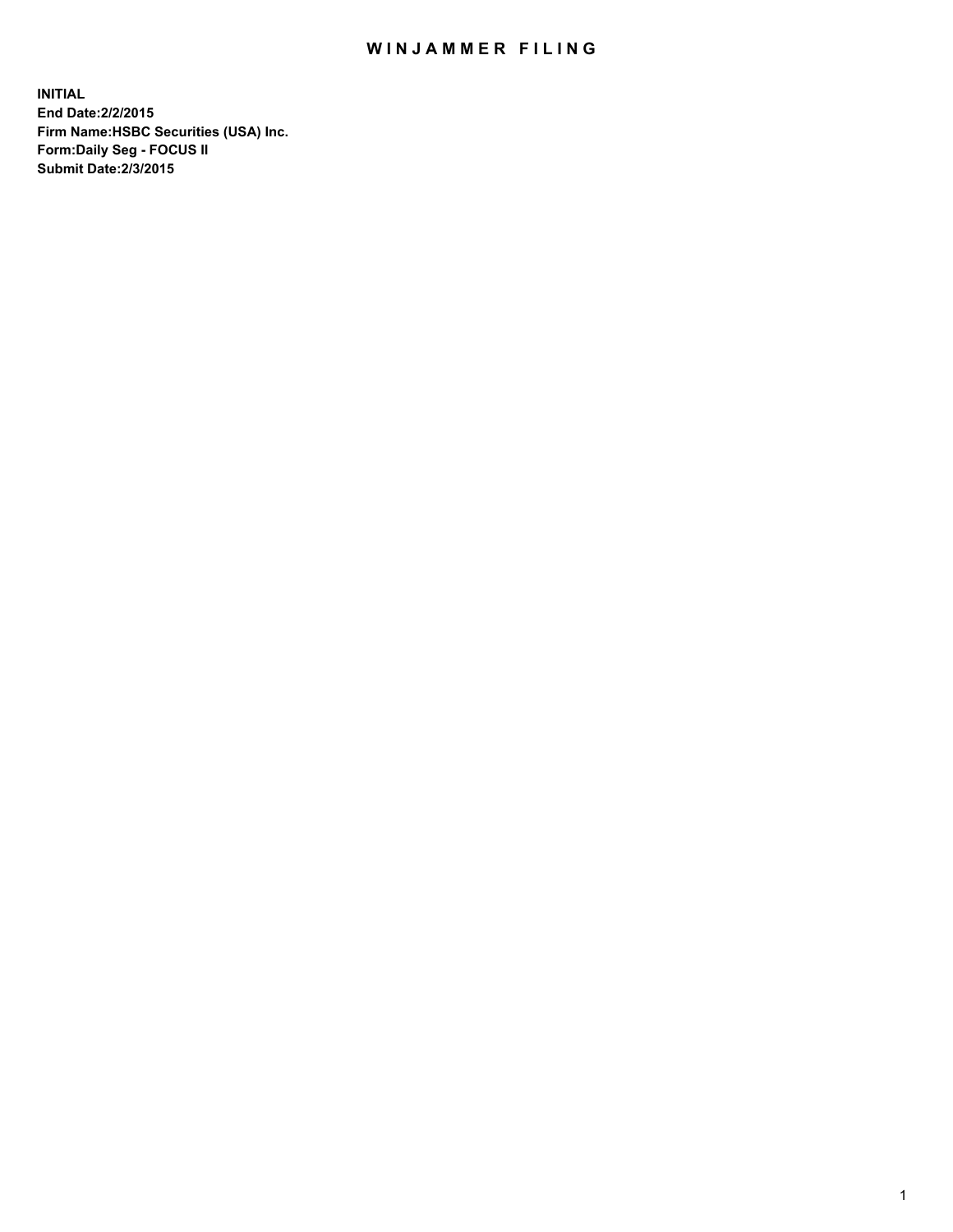# WINJAMMER FILING

**INITIAL**
**End Date:2/2/2015**
**Firm Name:HSBC Securities (USA) Inc.**
**Form:Daily Seg - FOCUS II**
**Submit Date:2/3/2015**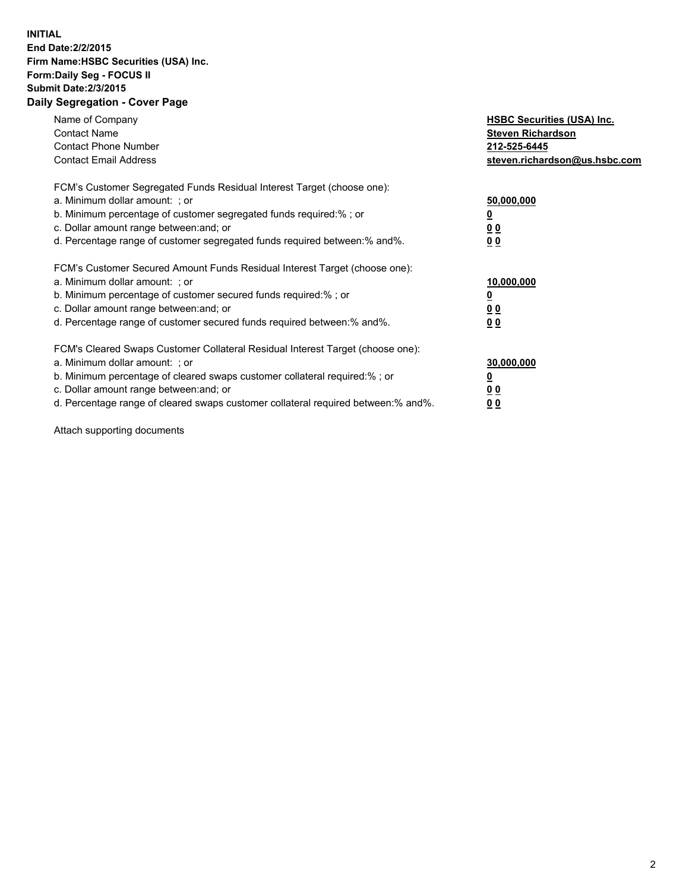**INITIAL**
**End Date:2/2/2015**
**Firm Name:HSBC Securities (USA) Inc.**
**Form:Daily Seg - FOCUS II**
**Submit Date:2/3/2015**

## Daily Segregation - Cover Page

| | |
|---|---|
| Name of Company | **HSBC Securities (USA) Inc.** |
| Contact Name | **Steven Richardson** |
| Contact Phone Number | **212-525-6445** |
| Contact Email Address | **steven.richardson@us.hsbc.com** |

FCM's Customer Segregated Funds Residual Interest Target (choose one):

| | |
|---|---|
| a. Minimum dollar amount: ; or | **50,000,000** |
| b. Minimum percentage of customer segregated funds required:% ; or | **0** |
| c. Dollar amount range between:and; or | **0 0** |
| d. Percentage range of customer segregated funds required between:% and%. | **0 0** |

FCM's Customer Secured Amount Funds Residual Interest Target (choose one):

| | |
|---|---|
| a. Minimum dollar amount: ; or | **10,000,000** |
| b. Minimum percentage of customer secured funds required:% ; or | **0** |
| c. Dollar amount range between:and; or | **0 0** |
| d. Percentage range of customer secured funds required between:% and%. | **0 0** |

FCM's Cleared Swaps Customer Collateral Residual Interest Target (choose one):

| | |
|---|---|
| a. Minimum dollar amount: ; or | **30,000,000** |
| b. Minimum percentage of cleared swaps customer collateral required:% ; or | **0** |
| c. Dollar amount range between:and; or | **0 0** |
| d. Percentage range of cleared swaps customer collateral required between:% and%. | **0 0** |

Attach supporting documents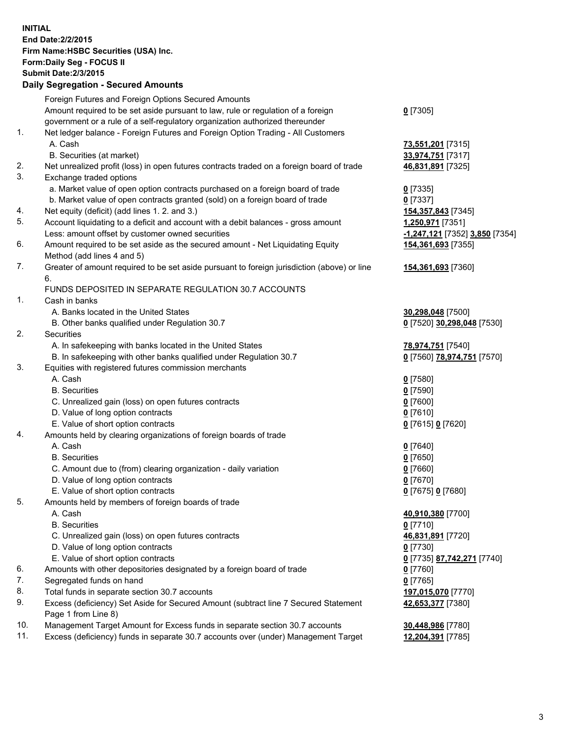**INITIAL**
**End Date:2/2/2015**
**Firm Name:HSBC Securities (USA) Inc.**
**Form:Daily Seg - FOCUS II**
**Submit Date:2/3/2015**

**Daily Segregation - Secured Amounts**

| | | |
|---|---|---|
| | Foreign Futures and Foreign Options Secured Amounts | |
| | Amount required to be set aside pursuant to law, rule or regulation of a foreign government or a rule of a self-regulatory organization authorized thereunder | **0** [7305] |
| 1. | Net ledger balance - Foreign Futures and Foreign Option Trading - All Customers | |
| | A. Cash | **73,551,201** [7315] |
| | B. Securities (at market) | **33,974,751** [7317] |
| 2. | Net unrealized profit (loss) in open futures contracts traded on a foreign board of trade | **46,831,891** [7325] |
| 3. | Exchange traded options | |
| | a. Market value of open option contracts purchased on a foreign board of trade | **0** [7335] |
| | b. Market value of open contracts granted (sold) on a foreign board of trade | **0** [7337] |
| 4. | Net equity (deficit) (add lines 1. 2. and 3.) | **154,357,843** [7345] |
| 5. | Account liquidating to a deficit and account with a debit balances - gross amount | **1,250,971** [7351] |
| | Less: amount offset by customer owned securities | **-1,247,121** [7352] **3,850** [7354] |
| 6. | Amount required to be set aside as the secured amount - Net Liquidating Equity Method (add lines 4 and 5) | **154,361,693** [7355] |
| 7. | Greater of amount required to be set aside pursuant to foreign jurisdiction (above) or line 6. | **154,361,693** [7360] |
| | FUNDS DEPOSITED IN SEPARATE REGULATION 30.7 ACCOUNTS | |
| 1. | Cash in banks | |
| | A. Banks located in the United States | **30,298,048** [7500] |
| | B. Other banks qualified under Regulation 30.7 | **0** [7520] **30,298,048** [7530] |
| 2. | Securities | |
| | A. In safekeeping with banks located in the United States | **78,974,751** [7540] |
| | B. In safekeeping with other banks qualified under Regulation 30.7 | **0** [7560] **78,974,751** [7570] |
| 3. | Equities with registered futures commission merchants | |
| | A. Cash | **0** [7580] |
| | B. Securities | **0** [7590] |
| | C. Unrealized gain (loss) on open futures contracts | **0** [7600] |
| | D. Value of long option contracts | **0** [7610] |
| | E. Value of short option contracts | **0** [7615] **0** [7620] |
| 4. | Amounts held by clearing organizations of foreign boards of trade | |
| | A. Cash | **0** [7640] |
| | B. Securities | **0** [7650] |
| | C. Amount due to (from) clearing organization - daily variation | **0** [7660] |
| | D. Value of long option contracts | **0** [7670] |
| | E. Value of short option contracts | **0** [7675] **0** [7680] |
| 5. | Amounts held by members of foreign boards of trade | |
| | A. Cash | **40,910,380** [7700] |
| | B. Securities | **0** [7710] |
| | C. Unrealized gain (loss) on open futures contracts | **46,831,891** [7720] |
| | D. Value of long option contracts | **0** [7730] |
| | E. Value of short option contracts | **0** [7735] **87,742,271** [7740] |
| 6. | Amounts with other depositories designated by a foreign board of trade | **0** [7760] |
| 7. | Segregated funds on hand | **0** [7765] |
| 8. | Total funds in separate section 30.7 accounts | **197,015,070** [7770] |
| 9. | Excess (deficiency) Set Aside for Secured Amount (subtract line 7 Secured Statement Page 1 from Line 8) | **42,653,377** [7380] |
| 10. | Management Target Amount for Excess funds in separate section 30.7 accounts | **30,448,986** [7780] |
| 11. | Excess (deficiency) funds in separate 30.7 accounts over (under) Management Target | **12,204,391** [7785] |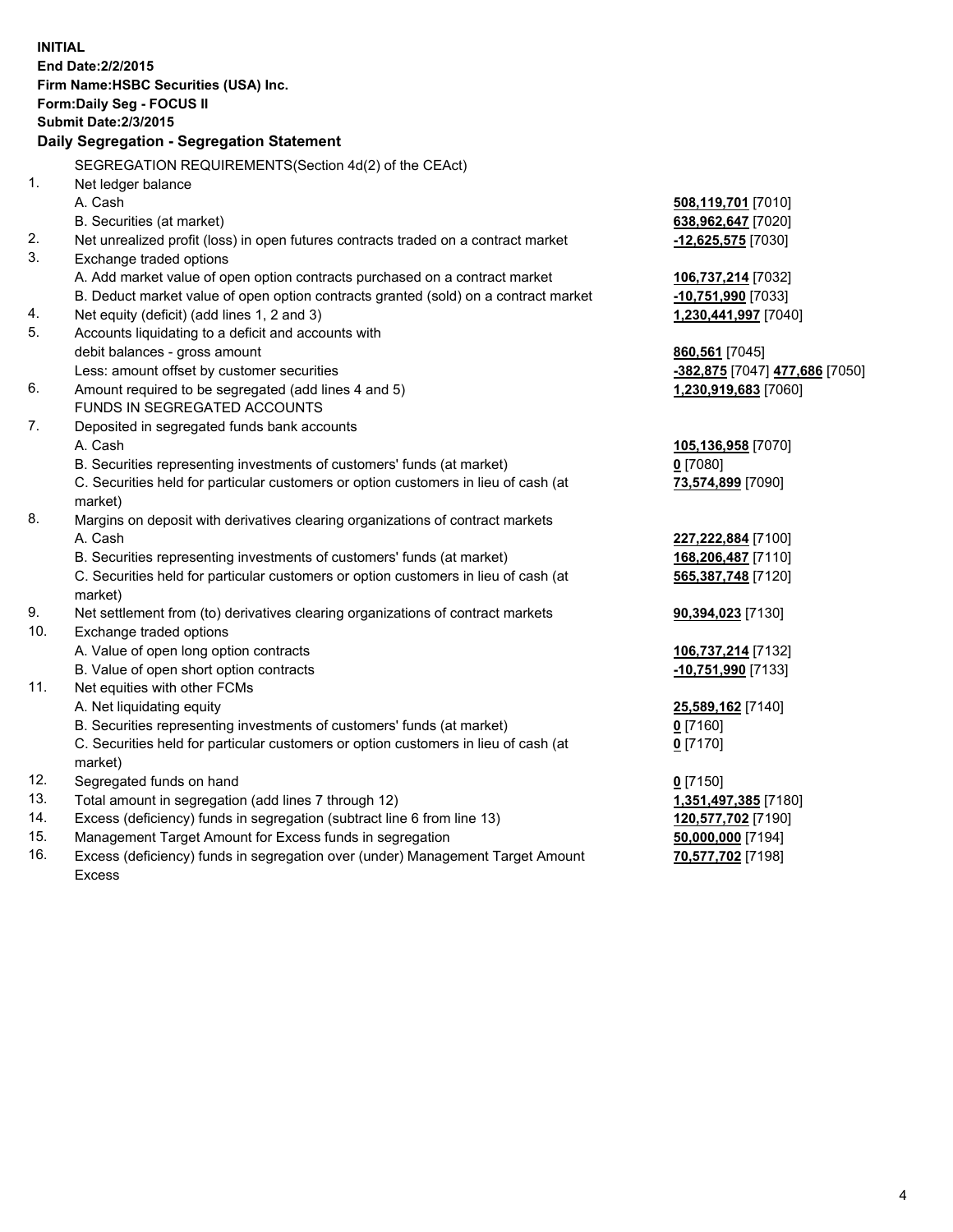**INITIAL**
**End Date:2/2/2015**
**Firm Name:HSBC Securities (USA) Inc.**
**Form:Daily Seg - FOCUS II**
**Submit Date:2/3/2015**

## Daily Segregation - Segregation Statement

SEGREGATION REQUIREMENTS(Section 4d(2) of the CEAct)

| | | |
|---|---|---|
| 1. | Net ledger balance | |
| | A. Cash | **508,119,701** [7010] |
| | B. Securities (at market) | **638,962,647** [7020] |
| 2. | Net unrealized profit (loss) in open futures contracts traded on a contract market | **-12,625,575** [7030] |
| 3. | Exchange traded options | |
| | A. Add market value of open option contracts purchased on a contract market | **106,737,214** [7032] |
| | B. Deduct market value of open option contracts granted (sold) on a contract market | **-10,751,990** [7033] |
| 4. | Net equity (deficit) (add lines 1, 2 and 3) | **1,230,441,997** [7040] |
| 5. | Accounts liquidating to a deficit and accounts with debit balances - gross amount | **860,561** [7045] |
| | Less: amount offset by customer securities | **-382,875** [7047] **477,686** [7050] |
| 6. | Amount required to be segregated (add lines 4 and 5) | **1,230,919,683** [7060] |
| | FUNDS IN SEGREGATED ACCOUNTS | |
| 7. | Deposited in segregated funds bank accounts | |
| | A. Cash | **105,136,958** [7070] |
| | B. Securities representing investments of customers' funds (at market) | **0** [7080] |
| | C. Securities held for particular customers or option customers in lieu of cash (at market) | **73,574,899** [7090] |
| 8. | Margins on deposit with derivatives clearing organizations of contract markets | |
| | A. Cash | **227,222,884** [7100] |
| | B. Securities representing investments of customers' funds (at market) | **168,206,487** [7110] |
| | C. Securities held for particular customers or option customers in lieu of cash (at market) | **565,387,748** [7120] |
| 9. | Net settlement from (to) derivatives clearing organizations of contract markets | **90,394,023** [7130] |
| 10. | Exchange traded options | |
| | A. Value of open long option contracts | **106,737,214** [7132] |
| | B. Value of open short option contracts | **-10,751,990** [7133] |
| 11. | Net equities with other FCMs | |
| | A. Net liquidating equity | **25,589,162** [7140] |
| | B. Securities representing investments of customers' funds (at market) | **0** [7160] |
| | C. Securities held for particular customers or option customers in lieu of cash (at market) | **0** [7170] |
| 12. | Segregated funds on hand | **0** [7150] |
| 13. | Total amount in segregation (add lines 7 through 12) | **1,351,497,385** [7180] |
| 14. | Excess (deficiency) funds in segregation (subtract line 6 from line 13) | **120,577,702** [7190] |
| 15. | Management Target Amount for Excess funds in segregation | **50,000,000** [7194] |
| 16. | Excess (deficiency) funds in segregation over (under) Management Target Amount Excess | **70,577,702** [7198] |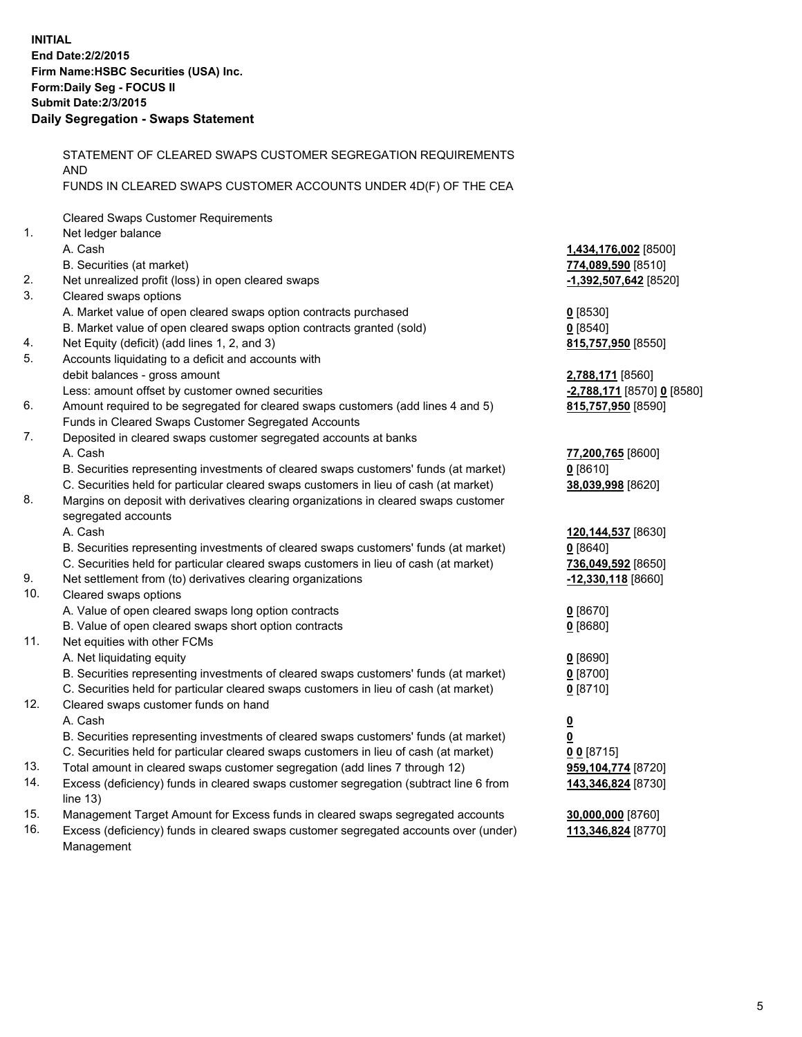**INITIAL**
**End Date:2/2/2015**
**Firm Name:HSBC Securities (USA) Inc.**
**Form:Daily Seg - FOCUS II**
**Submit Date:2/3/2015**
**Daily Segregation - Swaps Statement**

STATEMENT OF CLEARED SWAPS CUSTOMER SEGREGATION REQUIREMENTS AND FUNDS IN CLEARED SWAPS CUSTOMER ACCOUNTS UNDER 4D(F) OF THE CEA

| | | |
|---|---|---|
| | Cleared Swaps Customer Requirements | |
| 1. | Net ledger balance | |
| | A. Cash | **1,434,176,002** [8500] |
| | B. Securities (at market) | **774,089,590** [8510] |
| 2. | Net unrealized profit (loss) in open cleared swaps | **-1,392,507,642** [8520] |
| 3. | Cleared swaps options | |
| | A. Market value of open cleared swaps option contracts purchased | **0** [8530] |
| | B. Market value of open cleared swaps option contracts granted (sold) | **0** [8540] |
| 4. | Net Equity (deficit) (add lines 1, 2, and 3) | **815,757,950** [8550] |
| 5. | Accounts liquidating to a deficit and accounts with debit balances - gross amount | **2,788,171** [8560] |
| | Less: amount offset by customer owned securities | **-2,788,171** [8570] **0** [8580] |
| 6. | Amount required to be segregated for cleared swaps customers (add lines 4 and 5) | **815,757,950** [8590] |
| | Funds in Cleared Swaps Customer Segregated Accounts | |
| 7. | Deposited in cleared swaps customer segregated accounts at banks | |
| | A. Cash | **77,200,765** [8600] |
| | B. Securities representing investments of cleared swaps customers' funds (at market) | **0** [8610] |
| | C. Securities held for particular cleared swaps customers in lieu of cash (at market) | **38,039,998** [8620] |
| 8. | Margins on deposit with derivatives clearing organizations in cleared swaps customer segregated accounts | |
| | A. Cash | **120,144,537** [8630] |
| | B. Securities representing investments of cleared swaps customers' funds (at market) | **0** [8640] |
| | C. Securities held for particular cleared swaps customers in lieu of cash (at market) | **736,049,592** [8650] |
| 9. | Net settlement from (to) derivatives clearing organizations | **-12,330,118** [8660] |
| 10. | Cleared swaps options | |
| | A. Value of open cleared swaps long option contracts | **0** [8670] |
| | B. Value of open cleared swaps short option contracts | **0** [8680] |
| 11. | Net equities with other FCMs | |
| | A. Net liquidating equity | **0** [8690] |
| | B. Securities representing investments of cleared swaps customers' funds (at market) | **0** [8700] |
| | C. Securities held for particular cleared swaps customers in lieu of cash (at market) | **0** [8710] |
| 12. | Cleared swaps customer funds on hand | |
| | A. Cash | **0** |
| | B. Securities representing investments of cleared swaps customers' funds (at market) | **0** |
| | C. Securities held for particular cleared swaps customers in lieu of cash (at market) | **0** **0** [8715] |
| 13. | Total amount in cleared swaps customer segregation (add lines 7 through 12) | **959,104,774** [8720] |
| 14. | Excess (deficiency) funds in cleared swaps customer segregation (subtract line 6 from line 13) | **143,346,824** [8730] |
| 15. | Management Target Amount for Excess funds in cleared swaps segregated accounts | **30,000,000** [8760] |
| 16. | Excess (deficiency) funds in cleared swaps customer segregated accounts over (under) Management | **113,346,824** [8770] |